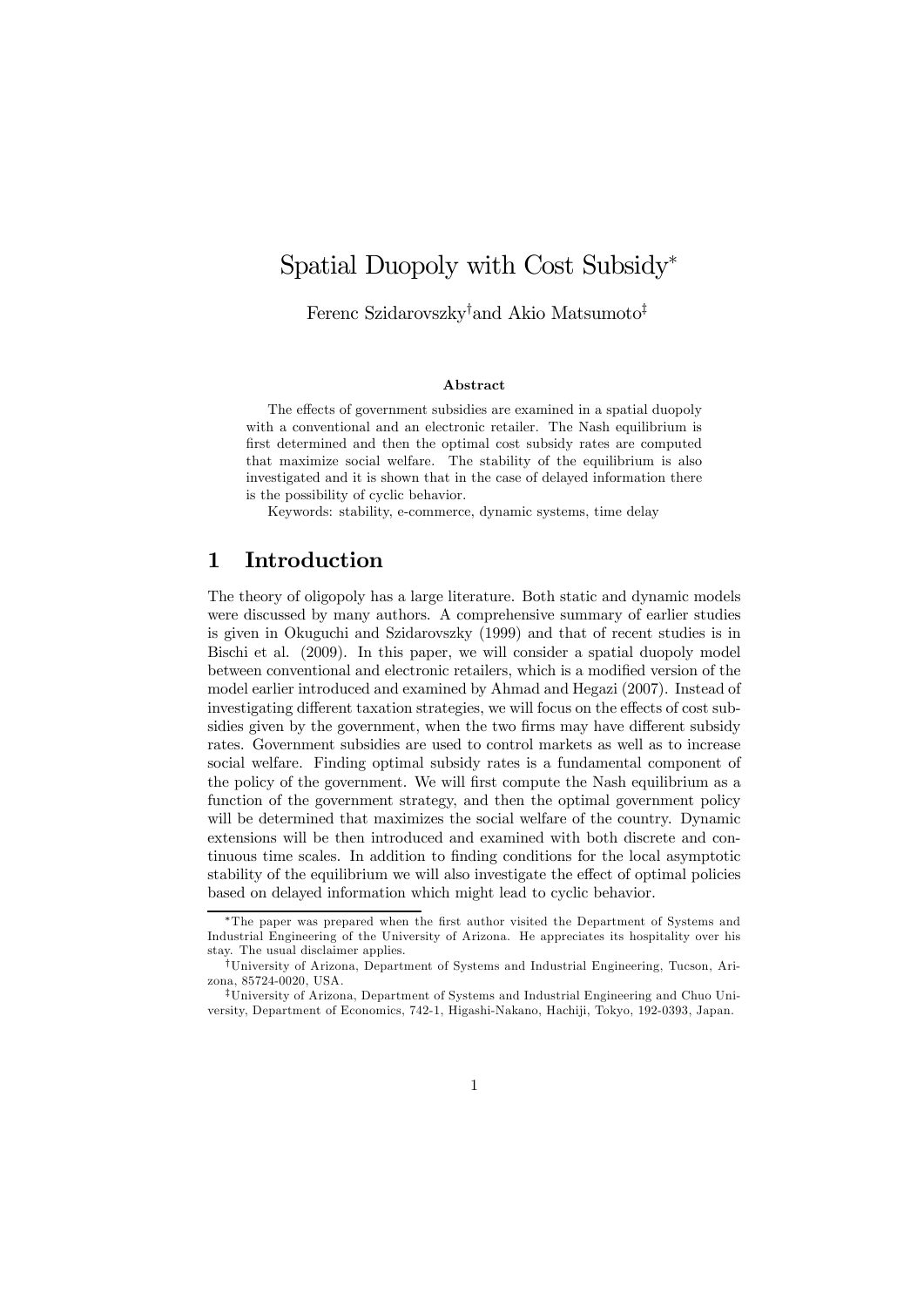# Spatial Duopoly with Cost Subsidy*

Ferenc Szidarovszky[†] and Akio Matsumoto[‡]

### Abstract

The effects of government subsidies are examined in a spatial duopoly with a conventional and an electronic retailer. The Nash equilibrium is first determined and then the optimal cost subsidy rates are computed that maximize social welfare. The stability of the equilibrium is also investigated and it is shown that in the case of delayed information there is the possibility of cyclic behavior.

Keywords: stability, e-commerce, dynamic systems, time delay

## 1 Introduction

The theory of oligopoly has a large literature. Both static and dynamic models were discussed by many authors. A comprehensive summary of earlier studies is given in Okuguchi and Szidarovszky (1999) and that of recent studies is in Bischi et al. (2009). In this paper, we will consider a spatial duopoly model between conventional and electronic retailers, which is a modified version of the model earlier introduced and examined by Ahmad and Hegazi (2007). Instead of investigating different taxation strategies, we will focus on the effects of cost subsidies given by the government, when the two firms may have different subsidy rates. Government subsidies are used to control markets as well as to increase social welfare. Finding optimal subsidy rates is a fundamental component of the policy of the government. We will first compute the Nash equilibrium as a function of the government strategy, and then the optimal government policy will be determined that maximizes the social welfare of the country. Dynamic extensions will be then introduced and examined with both discrete and continuous time scales. In addition to finding conditions for the local asymptotic stability of the equilibrium we will also investigate the effect of optimal policies based on delayed information which might lead to cyclic behavior.

---

*The paper was prepared when the first author visited the Department of Systems and Industrial Engineering of the University of Arizona. He appreciates its hospitality over his stay. The usual disclaimer applies.

[†]University of Arizona, Department of Systems and Industrial Engineering, Tucson, Arizona, 85724-0020, USA.

[‡]University of Arizona, Department of Systems and Industrial Engineering and Chuo University, Department of Economics, 742-1, Higashi-Nakano, Hachiji, Tokyo, 192-0393, Japan.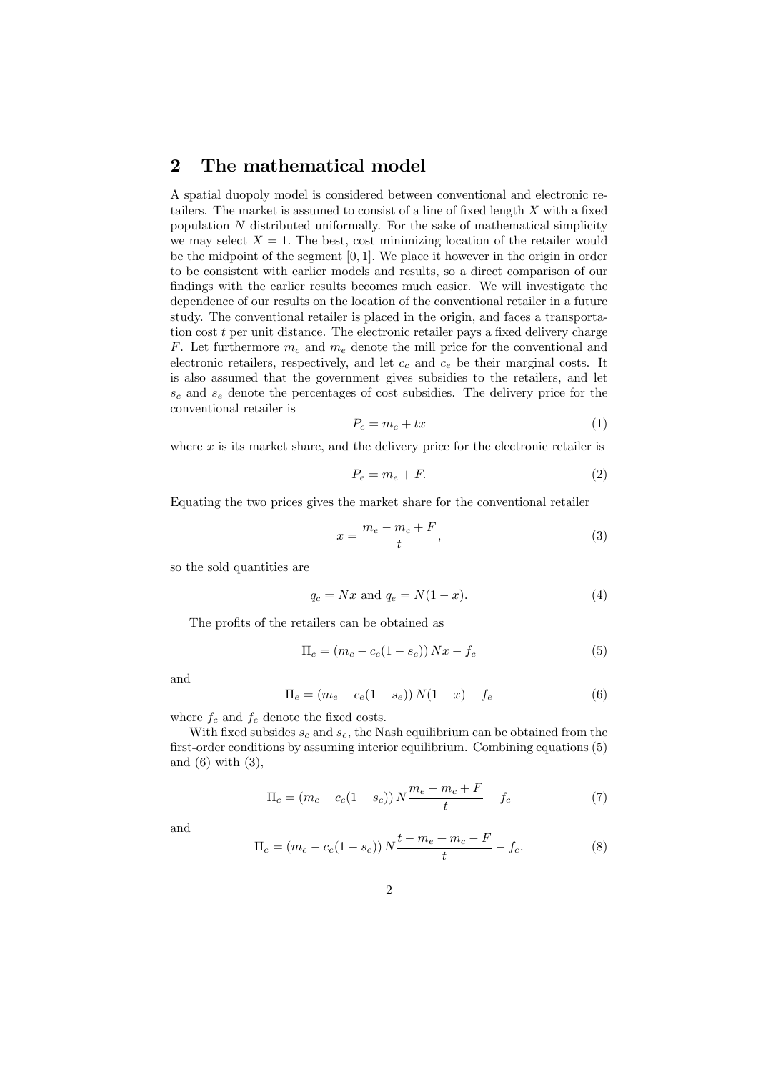## 2 The mathematical model

A spatial duopoly model is considered between conventional and electronic retailers. The market is assumed to consist of a line of fixed length $X$ with a fixed population $N$ distributed uniformally. For the sake of mathematical simplicity we may select $X = 1$. The best, cost minimizing location of the retailer would be the midpoint of the segment $[0, 1]$. We place it however in the origin in order to be consistent with earlier models and results, so a direct comparison of our findings with the earlier results becomes much easier. We will investigate the dependence of our results on the location of the conventional retailer in a future study. The conventional retailer is placed in the origin, and faces a transportation cost $t$ per unit distance. The electronic retailer pays a fixed delivery charge $F$. Let furthermore $m_c$ and $m_e$ denote the mill price for the conventional and electronic retailers, respectively, and let $c_c$ and $c_e$ be their marginal costs. It is also assumed that the government gives subsidies to the retailers, and let $s_c$ and $s_e$ denote the percentages of cost subsidies. The delivery price for the conventional retailer is

$$P_c = m_c + tx \tag{1}$$

where $x$ is its market share, and the delivery price for the electronic retailer is

$$P_e = m_e + F. \tag{2}$$

Equating the two prices gives the market share for the conventional retailer

$$x = \frac{m_e - m_c + F}{t}, \tag{3}$$

so the sold quantities are

$$q_c = Nx \text{ and } q_e = N(1 - x). \tag{4}$$

The profits of the retailers can be obtained as

$$\Pi_c = (m_c - c_c(1 - s_c))\, Nx - f_c \tag{5}$$

and

$$\Pi_e = (m_e - c_e(1 - s_e))\, N(1 - x) - f_e \tag{6}$$

where $f_c$ and $f_e$ denote the fixed costs.

With fixed subsides $s_c$ and $s_e$, the Nash equilibrium can be obtained from the first-order conditions by assuming interior equilibrium. Combining equations (5) and (6) with (3),

$$\Pi_c = (m_c - c_c(1 - s_c))\, N\frac{m_e - m_c + F}{t} - f_c \tag{7}$$

and

$$\Pi_e = (m_e - c_e(1 - s_e))\, N\frac{t - m_e + m_c - F}{t} - f_e. \tag{8}$$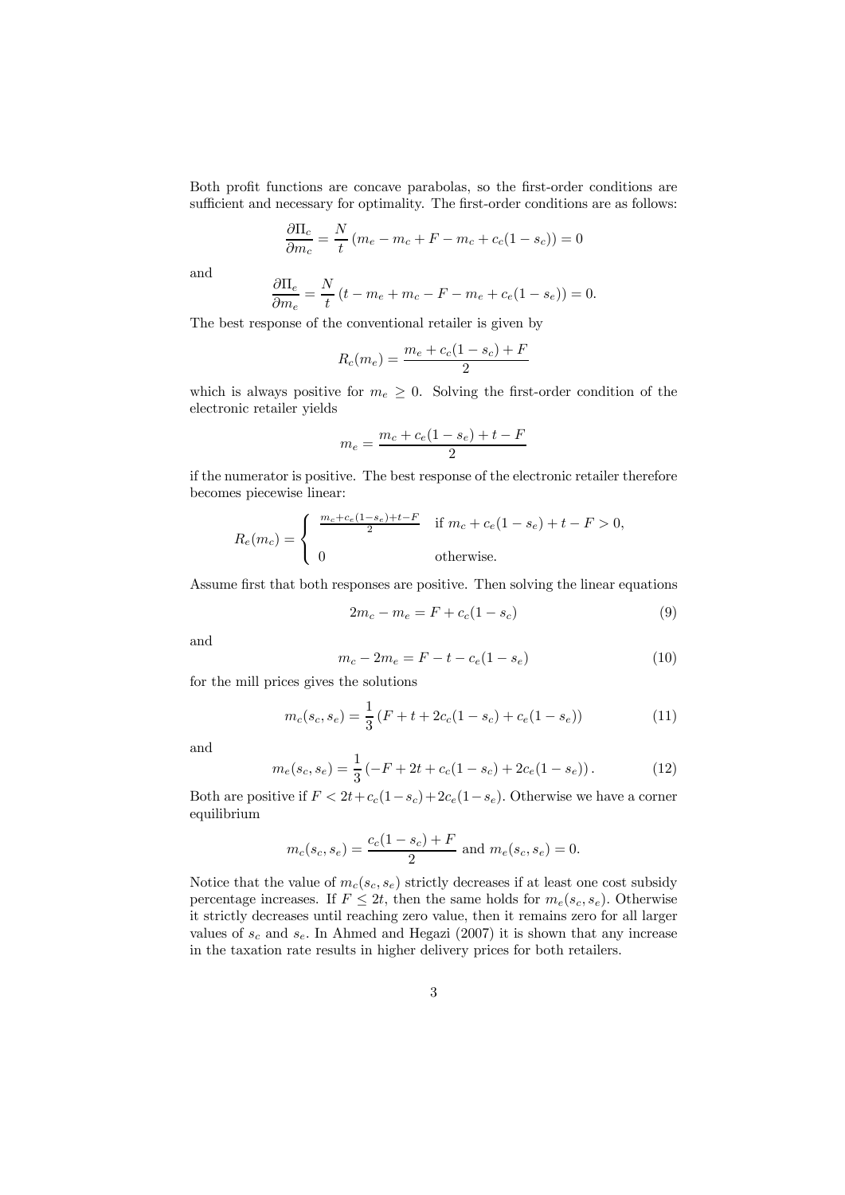Both profit functions are concave parabolas, so the first-order conditions are sufficient and necessary for optimality. The first-order conditions are as follows:

$$\frac{\partial \Pi_c}{\partial m_c} = \frac{N}{t}\left(m_e - m_c + F - m_c + c_c(1-s_c)\right) = 0$$

and

$$\frac{\partial \Pi_e}{\partial m_e} = \frac{N}{t}\left(t - m_e + m_c - F - m_e + c_e(1-s_e)\right) = 0.$$

The best response of the conventional retailer is given by

$$R_c(m_e) = \frac{m_e + c_c(1-s_c) + F}{2}$$

which is always positive for $m_e \geq 0$. Solving the first-order condition of the electronic retailer yields

$$m_e = \frac{m_c + c_e(1-s_e) + t - F}{2}$$

if the numerator is positive. The best response of the electronic retailer therefore becomes piecewise linear:

$$R_e(m_c) = \begin{cases} \frac{m_c + c_e(1-s_e) + t - F}{2} & \text{if } m_c + c_e(1-s_e) + t - F > 0, \\ 0 & \text{otherwise.} \end{cases}$$

Assume first that both responses are positive. Then solving the linear equations

$$2m_c - m_e = F + c_c(1-s_c) \tag{9}$$

and

$$m_c - 2m_e = F - t - c_e(1-s_e) \tag{10}$$

for the mill prices gives the solutions

$$m_c(s_c, s_e) = \frac{1}{3}\left(F + t + 2c_c(1-s_c) + c_e(1-s_e)\right) \tag{11}$$

and

$$m_e(s_c, s_e) = \frac{1}{3}\left(-F + 2t + c_c(1-s_c) + 2c_e(1-s_e)\right). \tag{12}$$

Both are positive if $F < 2t + c_c(1-s_c) + 2c_e(1-s_e)$. Otherwise we have a corner equilibrium

$$m_c(s_c, s_e) = \frac{c_c(1-s_c) + F}{2} \text{ and } m_e(s_c, s_e) = 0.$$

Notice that the value of $m_c(s_c, s_e)$ strictly decreases if at least one cost subsidy percentage increases. If $F \leq 2t$, then the same holds for $m_e(s_c, s_e)$. Otherwise it strictly decreases until reaching zero value, then it remains zero for all larger values of $s_c$ and $s_e$. In Ahmed and Hegazi (2007) it is shown that any increase in the taxation rate results in higher delivery prices for both retailers.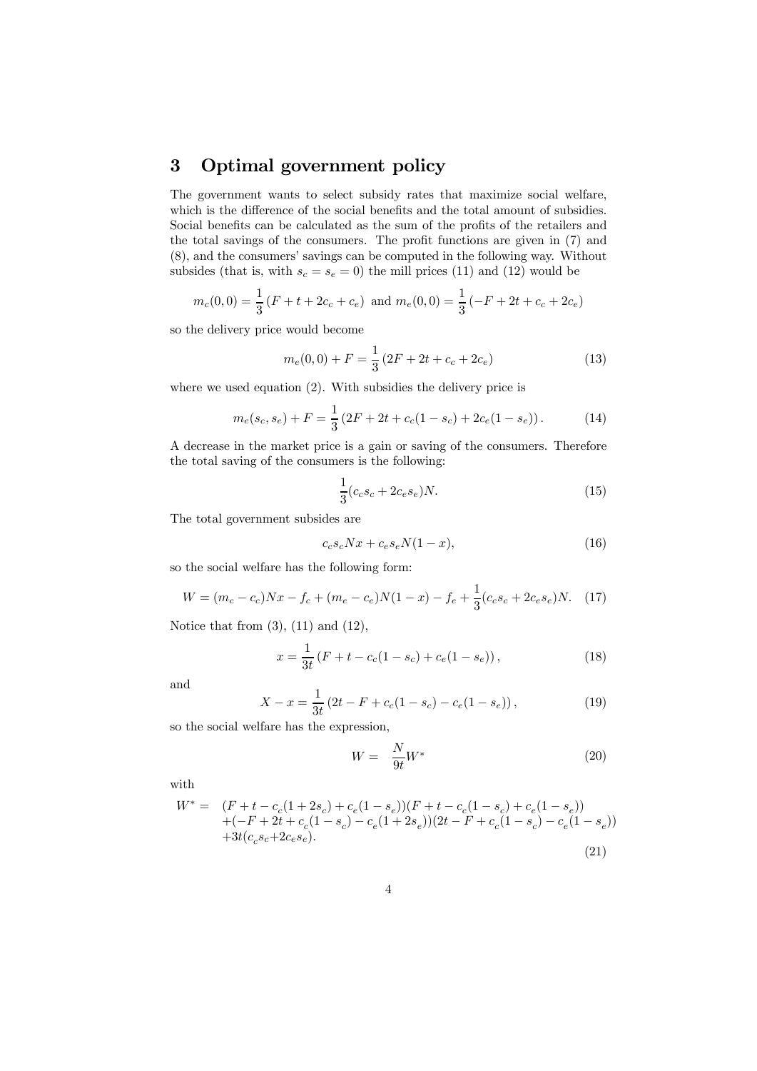## 3 Optimal government policy

The government wants to select subsidy rates that maximize social welfare, which is the difference of the social benefits and the total amount of subsidies. Social benefits can be calculated as the sum of the profits of the retailers and the total savings of the consumers. The profit functions are given in (7) and (8), and the consumers' savings can be computed in the following way. Without subsides (that is, with $s_c = s_e = 0$) the mill prices (11) and (12) would be

$$m_c(0,0) = \frac{1}{3}(F + t + 2c_c + c_e) \text{ and } m_e(0,0) = \frac{1}{3}(-F + 2t + c_c + 2c_e)$$

so the delivery price would become

$$m_e(0,0) + F = \frac{1}{3}(2F + 2t + c_c + 2c_e) \tag{13}$$

where we used equation (2). With subsidies the delivery price is

$$m_e(s_c, s_e) + F = \frac{1}{3}(2F + 2t + c_c(1 - s_c) + 2c_e(1 - s_e)). \tag{14}$$

A decrease in the market price is a gain or saving of the consumers. Therefore the total saving of the consumers is the following:

$$\frac{1}{3}(c_c s_c + 2c_e s_e)N. \tag{15}$$

The total government subsides are

$$c_c s_c N x + c_e s_e N(1 - x), \tag{16}$$

so the social welfare has the following form:

$$W = (m_c - c_c)Nx - f_c + (m_e - c_e)N(1 - x) - f_e + \frac{1}{3}(c_c s_c + 2c_e s_e)N. \tag{17}$$

Notice that from (3), (11) and (12),

$$x = \frac{1}{3t}(F + t - c_c(1 - s_c) + c_e(1 - s_e)), \tag{18}$$

and

$$X - x = \frac{1}{3t}(2t - F + c_c(1 - s_c) - c_e(1 - s_e)), \tag{19}$$

so the social welfare has the expression,

$$W = \frac{N}{9t}W^* \tag{20}$$

with

$$\begin{aligned} W^* = \; & (F + t - c_c(1 + 2s_c) + c_e(1 - s_e))(F + t - c_c(1 - s_c) + c_e(1 - s_e)) \\ & + (-F + 2t + c_c(1 - s_c) - c_e(1 + 2s_e))(2t - F + c_c(1 - s_c) - c_e(1 - s_e)) \\ & + 3t(c_c s_c + 2c_e s_e). \end{aligned} \tag{21}$$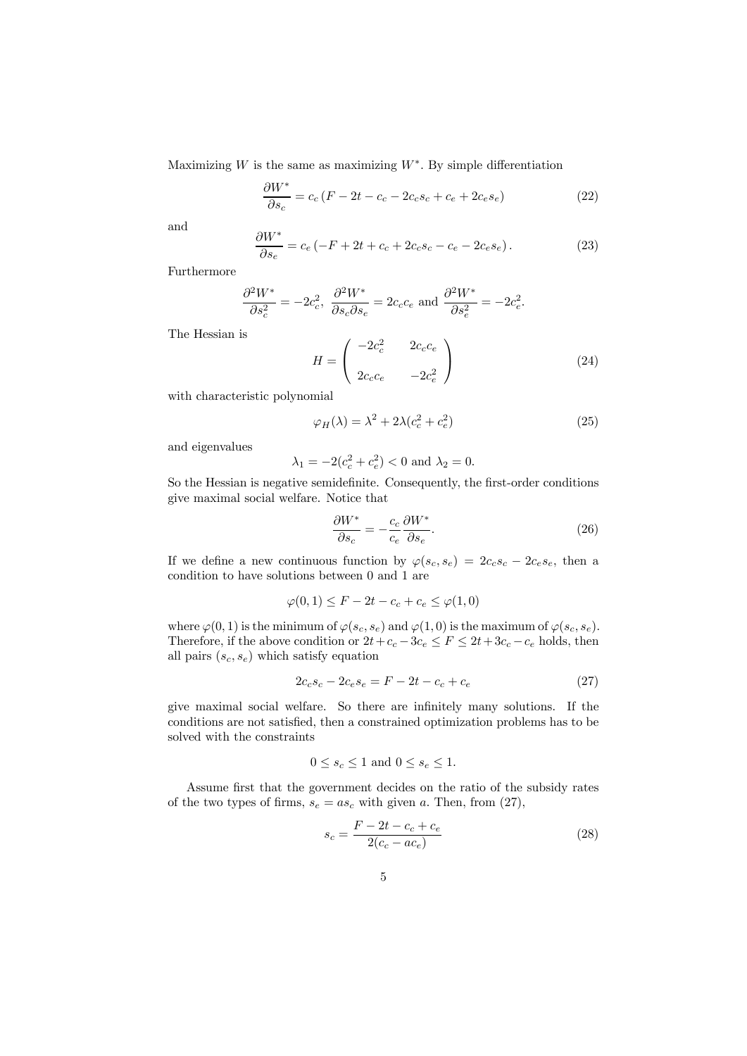Maximizing $W$ is the same as maximizing $W^*$. By simple differentiation

$$\frac{\partial W^*}{\partial s_c} = c_c \left(F - 2t - c_c - 2c_c s_c + c_e + 2c_e s_e\right) \tag{22}$$

and

$$\frac{\partial W^*}{\partial s_e} = c_e \left(-F + 2t + c_c + 2c_c s_c - c_e - 2c_e s_e\right). \tag{23}$$

Furthermore

$$\frac{\partial^2 W^*}{\partial s_c^2} = -2c_c^2,\ \frac{\partial^2 W^*}{\partial s_c \partial s_e} = 2c_c c_e \text{ and } \frac{\partial^2 W^*}{\partial s_e^2} = -2c_e^2.$$

The Hessian is

$$H = \begin{pmatrix} -2c_c^2 & 2c_c c_e \\ 2c_c c_e & -2c_e^2 \end{pmatrix} \tag{24}$$

with characteristic polynomial

$$\varphi_H(\lambda) = \lambda^2 + 2\lambda(c_c^2 + c_e^2) \tag{25}$$

and eigenvalues

$$\lambda_1 = -2(c_c^2 + c_e^2) < 0 \text{ and } \lambda_2 = 0.$$

So the Hessian is negative semidefinite. Consequently, the first-order conditions give maximal social welfare. Notice that

$$\frac{\partial W^*}{\partial s_c} = -\frac{c_c}{c_e}\frac{\partial W^*}{\partial s_e}. \tag{26}$$

If we define a new continuous function by $\varphi(s_c, s_e) = 2c_c s_c - 2c_e s_e$, then a condition to have solutions between 0 and 1 are

$$\varphi(0,1) \leq F - 2t - c_c + c_e \leq \varphi(1,0)$$

where $\varphi(0,1)$ is the minimum of $\varphi(s_c, s_e)$ and $\varphi(1,0)$ is the maximum of $\varphi(s_c, s_e)$. Therefore, if the above condition or $2t + c_c - 3c_e \leq F \leq 2t + 3c_c - c_e$ holds, then all pairs $(s_c, s_e)$ which satisfy equation

$$2c_c s_c - 2c_e s_e = F - 2t - c_c + c_e \tag{27}$$

give maximal social welfare. So there are infinitely many solutions. If the conditions are not satisfied, then a constrained optimization problems has to be solved with the constraints

$$0 \leq s_c \leq 1 \text{ and } 0 \leq s_e \leq 1.$$

Assume first that the government decides on the ratio of the subsidy rates of the two types of firms, $s_e = as_c$ with given $a$. Then, from (27),

$$s_c = \frac{F - 2t - c_c + c_e}{2(c_c - ac_e)} \tag{28}$$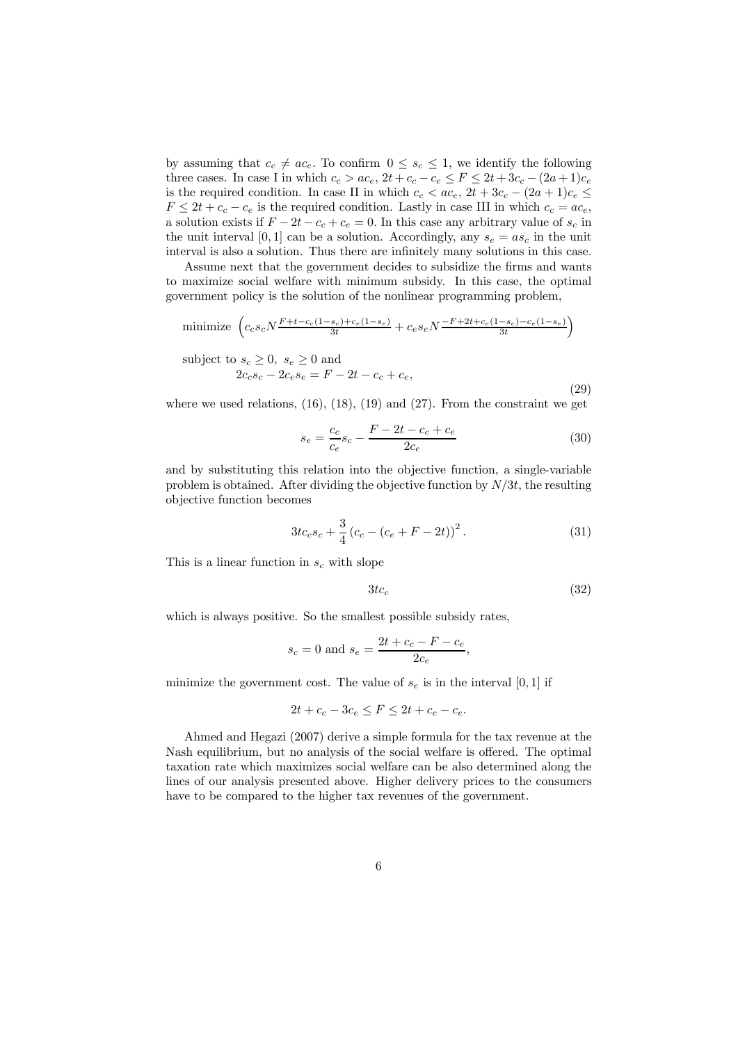by assuming that $c_c \neq ac_e$. To confirm $0 \leq s_c \leq 1$, we identify the following three cases. In case I in which $c_c > ac_e$, $2t + c_c - c_e \leq F \leq 2t + 3c_c - (2a+1)c_e$ is the required condition. In case II in which $c_c < ac_e$, $2t + 3c_c - (2a+1)c_e \leq F \leq 2t + c_c - c_e$ is the required condition. Lastly in case III in which $c_c = ac_e$, a solution exists if $F - 2t - c_c + c_e = 0$. In this case any arbitrary value of $s_c$ in the unit interval $[0, 1]$ can be a solution. Accordingly, any $s_e = as_c$ in the unit interval is also a solution. Thus there are infinitely many solutions in this case.

Assume next that the government decides to subsidize the firms and wants to maximize social welfare with minimum subsidy. In this case, the optimal government policy is the solution of the nonlinear programming problem,

$$\text{minimize } \left( c_c s_c N \frac{F + t - c_c(1 - s_c) + c_e(1 - s_e)}{3t} + c_e s_e N \frac{-F + 2t + c_c(1 - s_c) - c_e(1 - s_e)}{3t} \right)$$

$$\text{subject to } s_c \geq 0, \ s_e \geq 0 \text{ and}$$
$$2c_c s_c - 2c_e s_e = F - 2t - c_c + c_e, \tag{29}$$

where we used relations, (16), (18), (19) and (27). From the constraint we get

$$s_e = \frac{c_c}{c_e} s_c - \frac{F - 2t - c_c + c_e}{2c_e} \tag{30}$$

and by substituting this relation into the objective function, a single-variable problem is obtained. After dividing the objective function by $N/3t$, the resulting objective function becomes

$$3tc_c s_c + \frac{3}{4} \left( c_c - (c_e + F - 2t) \right)^2. \tag{31}$$

This is a linear function in $s_c$ with slope

$$3tc_c \tag{32}$$

which is always positive. So the smallest possible subsidy rates,

$$s_c = 0 \text{ and } s_e = \frac{2t + c_c - F - c_e}{2c_e},$$

minimize the government cost. The value of $s_e$ is in the interval $[0, 1]$ if

$$2t + c_c - 3c_e \leq F \leq 2t + c_c - c_e.$$

Ahmed and Hegazi (2007) derive a simple formula for the tax revenue at the Nash equilibrium, but no analysis of the social welfare is offered. The optimal taxation rate which maximizes social welfare can be also determined along the lines of our analysis presented above. Higher delivery prices to the consumers have to be compared to the higher tax revenues of the government.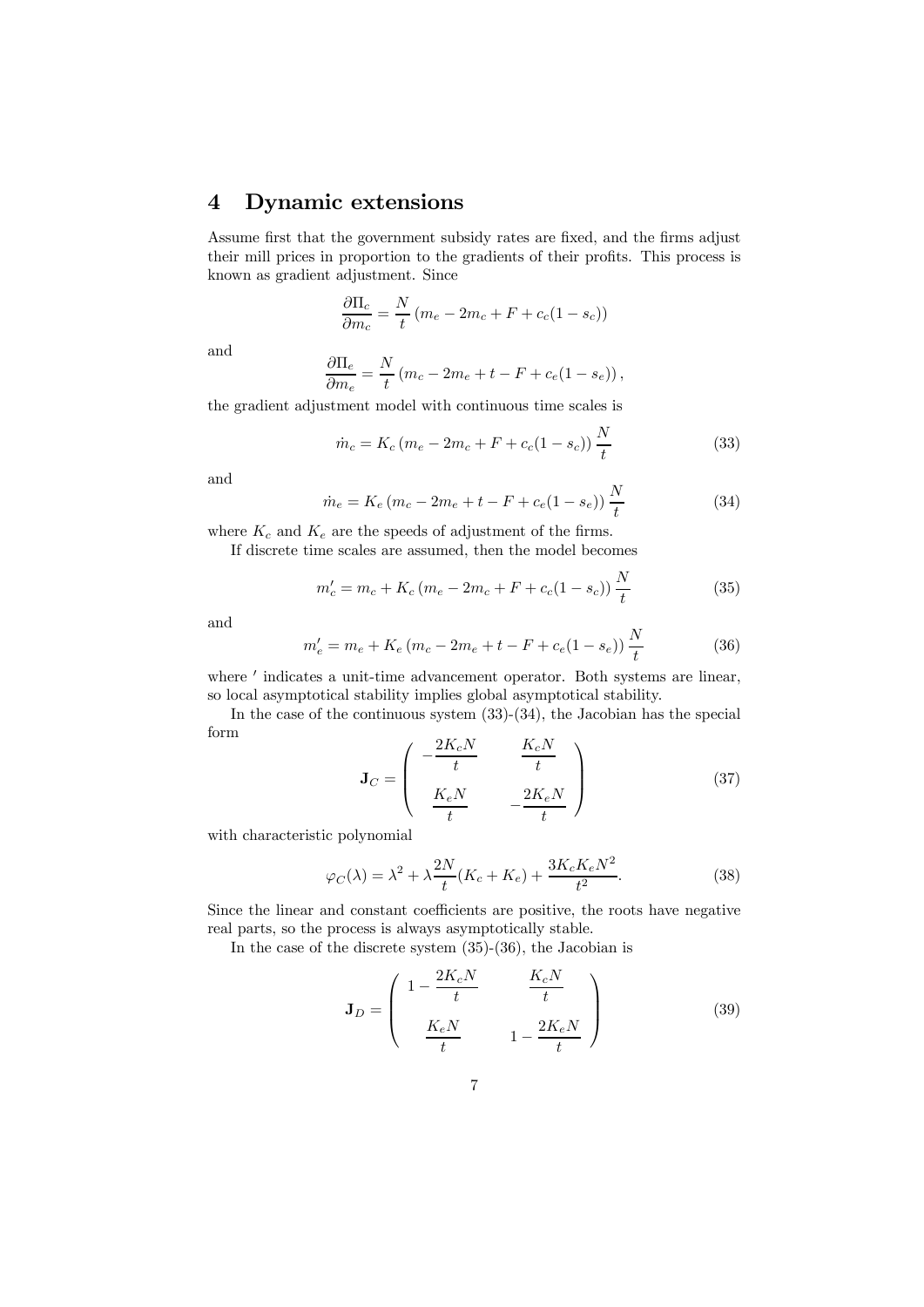## 4 Dynamic extensions

Assume first that the government subsidy rates are fixed, and the firms adjust their mill prices in proportion to the gradients of their profits. This process is known as gradient adjustment. Since

$$\frac{\partial \Pi_c}{\partial m_c} = \frac{N}{t}\left(m_e - 2m_c + F + c_c(1-s_c)\right)$$

and

$$\frac{\partial \Pi_e}{\partial m_e} = \frac{N}{t}\left(m_c - 2m_e + t - F + c_e(1-s_e)\right),$$

the gradient adjustment model with continuous time scales is

$$\dot{m}_c = K_c\left(m_e - 2m_c + F + c_c(1-s_c)\right)\frac{N}{t} \tag{33}$$

and

$$\dot{m}_e = K_e\left(m_c - 2m_e + t - F + c_e(1-s_e)\right)\frac{N}{t} \tag{34}$$

where $K_c$ and $K_e$ are the speeds of adjustment of the firms.

If discrete time scales are assumed, then the model becomes

$$m_c' = m_c + K_c\left(m_e - 2m_c + F + c_c(1-s_c)\right)\frac{N}{t} \tag{35}$$

and

$$m_e' = m_e + K_e\left(m_c - 2m_e + t - F + c_e(1-s_e)\right)\frac{N}{t} \tag{36}$$

where $'$ indicates a unit-time advancement operator. Both systems are linear, so local asymptotical stability implies global asymptotical stability.

In the case of the continuous system (33)-(34), the Jacobian has the special form

$$\mathbf{J}_C = \begin{pmatrix} -\dfrac{2K_cN}{t} & \dfrac{K_cN}{t} \\ \dfrac{K_eN}{t} & -\dfrac{2K_eN}{t} \end{pmatrix} \tag{37}$$

with characteristic polynomial

$$\varphi_C(\lambda) = \lambda^2 + \lambda\frac{2N}{t}(K_c + K_e) + \frac{3K_cK_eN^2}{t^2}. \tag{38}$$

Since the linear and constant coefficients are positive, the roots have negative real parts, so the process is always asymptotically stable.

In the case of the discrete system (35)-(36), the Jacobian is

$$\mathbf{J}_D = \begin{pmatrix} 1 - \dfrac{2K_cN}{t} & \dfrac{K_cN}{t} \\ \dfrac{K_eN}{t} & 1 - \dfrac{2K_eN}{t} \end{pmatrix} \tag{39}$$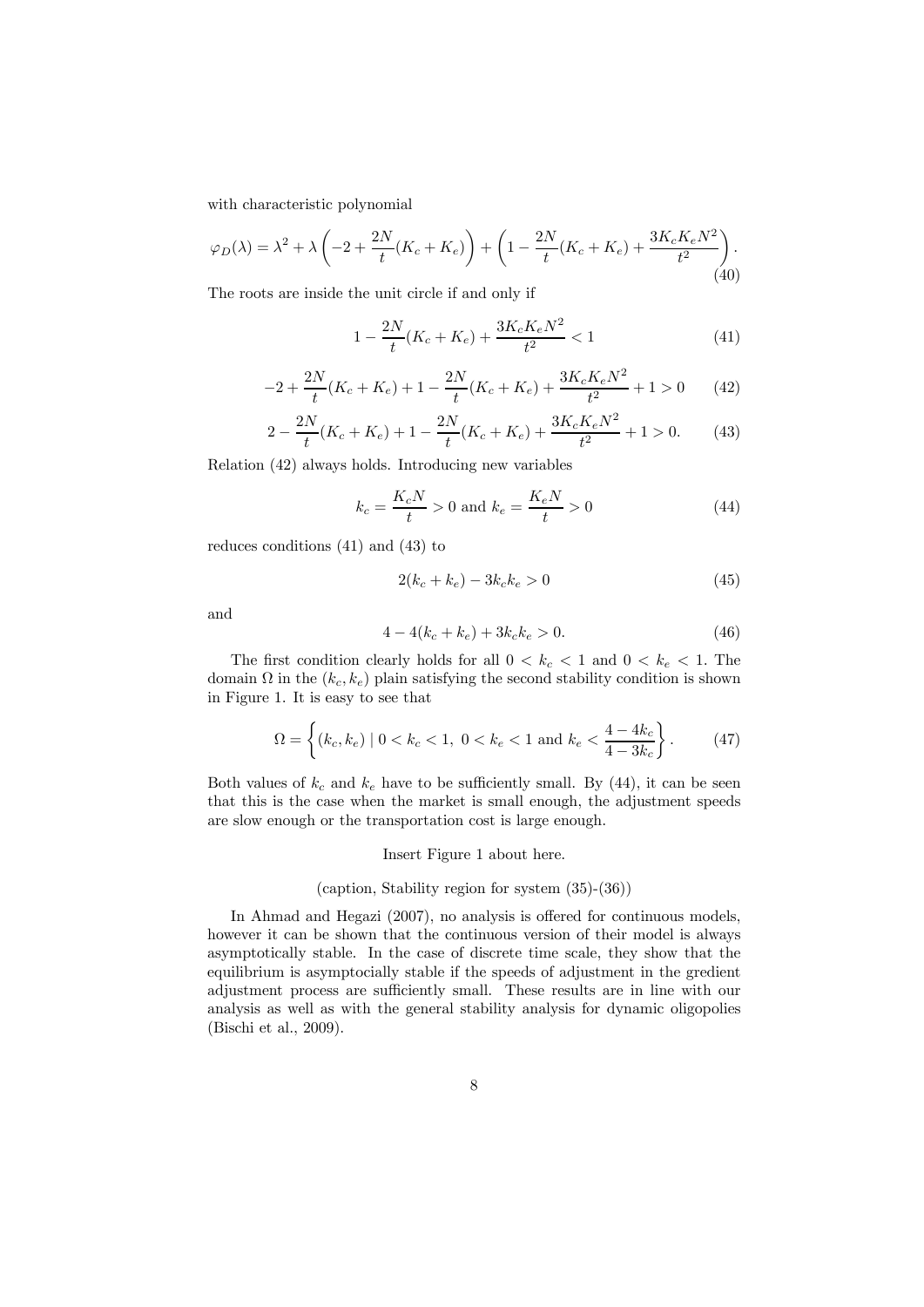with characteristic polynomial

$$\varphi_D(\lambda) = \lambda^2 + \lambda \left( -2 + \frac{2N}{t}(K_c + K_e) \right) + \left( 1 - \frac{2N}{t}(K_c + K_e) + \frac{3K_cK_eN^2}{t^2} \right). \tag{40}$$

The roots are inside the unit circle if and only if

$$1 - \frac{2N}{t}(K_c + K_e) + \frac{3K_cK_eN^2}{t^2} < 1 \tag{41}$$

$$-2 + \frac{2N}{t}(K_c + K_e) + 1 - \frac{2N}{t}(K_c + K_e) + \frac{3K_cK_eN^2}{t^2} + 1 > 0 \tag{42}$$

$$2 - \frac{2N}{t}(K_c + K_e) + 1 - \frac{2N}{t}(K_c + K_e) + \frac{3K_cK_eN^2}{t^2} + 1 > 0. \tag{43}$$

Relation (42) always holds. Introducing new variables

$$k_c = \frac{K_cN}{t} > 0 \text{ and } k_e = \frac{K_eN}{t} > 0 \tag{44}$$

reduces conditions (41) and (43) to

$$2(k_c + k_e) - 3k_ck_e > 0 \tag{45}$$

and

$$4 - 4(k_c + k_e) + 3k_ck_e > 0. \tag{46}$$

The first condition clearly holds for all $0 < k_c < 1$ and $0 < k_e < 1$. The domain $\Omega$ in the $(k_c, k_e)$ plain satisfying the second stability condition is shown in Figure 1. It is easy to see that

$$\Omega = \left\{ (k_c, k_e) \mid 0 < k_c < 1, \; 0 < k_e < 1 \text{ and } k_e < \frac{4 - 4k_c}{4 - 3k_c} \right\}. \tag{47}$$

Both values of $k_c$ and $k_e$ have to be sufficiently small. By (44), it can be seen that this is the case when the market is small enough, the adjustment speeds are slow enough or the transportation cost is large enough.

Insert Figure 1 about here.

(caption, Stability region for system (35)-(36))

In Ahmad and Hegazi (2007), no analysis is offered for continuous models, however it can be shown that the continuous version of their model is always asymptotically stable. In the case of discrete time scale, they show that the equilibrium is asymptocially stable if the speeds of adjustment in the gredient adjustment process are sufficiently small. These results are in line with our analysis as well as with the general stability analysis for dynamic oligopolies (Bischi et al., 2009).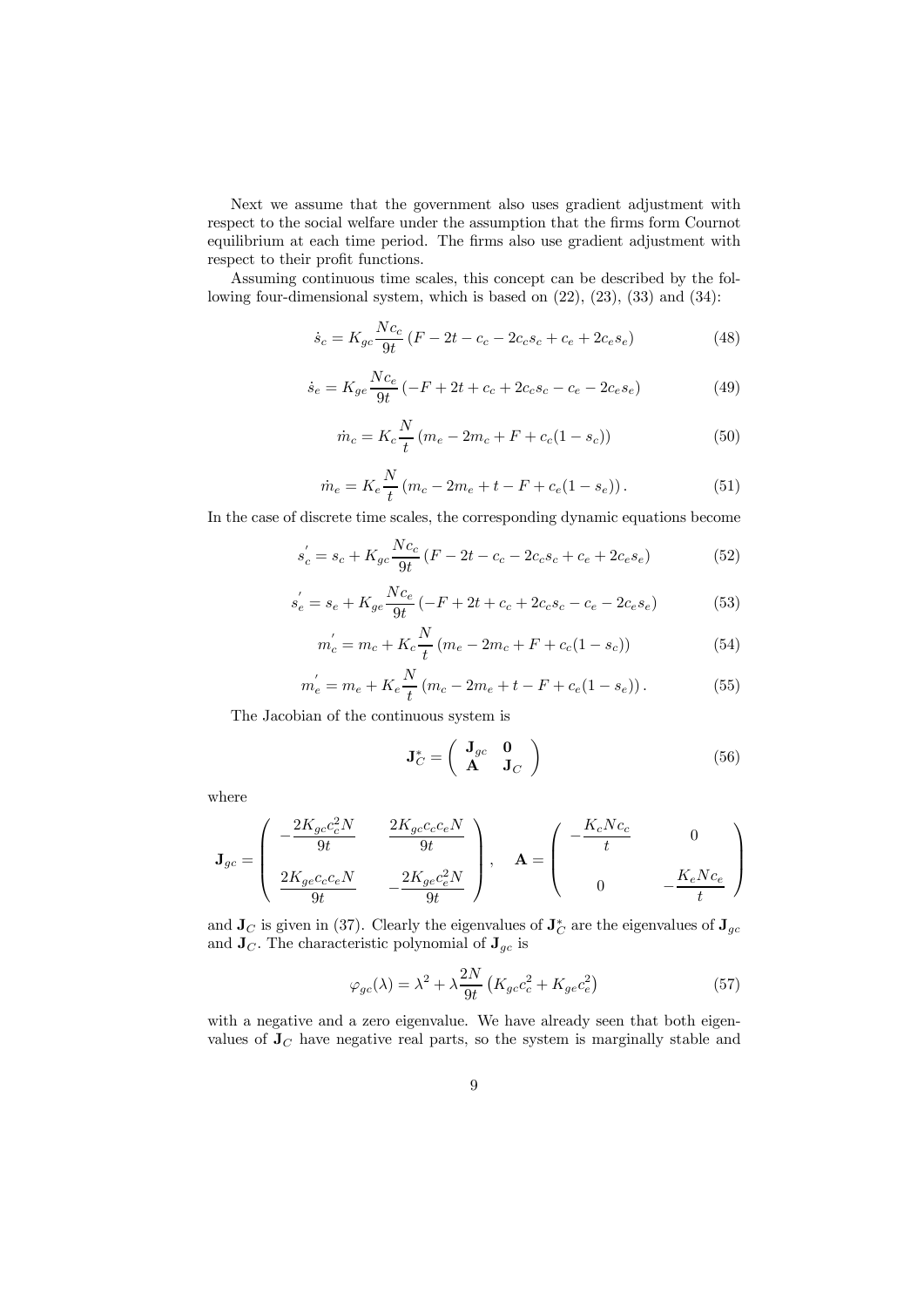Next we assume that the government also uses gradient adjustment with respect to the social welfare under the assumption that the firms form Cournot equilibrium at each time period. The firms also use gradient adjustment with respect to their profit functions.

Assuming continuous time scales, this concept can be described by the following four-dimensional system, which is based on (22), (23), (33) and (34):

$$\dot{s}_c = K_{gc}\frac{Nc_c}{9t}\left(F - 2t - c_c - 2c_c s_c + c_e + 2c_e s_e\right) \tag{48}$$

$$\dot{s}_e = K_{ge}\frac{Nc_e}{9t}\left(-F + 2t + c_c + 2c_c s_c - c_e - 2c_e s_e\right) \tag{49}$$

$$\dot{m}_c = K_c\frac{N}{t}\left(m_e - 2m_c + F + c_c(1 - s_c)\right) \tag{50}$$

$$\dot{m}_e = K_e\frac{N}{t}\left(m_c - 2m_e + t - F + c_e(1 - s_e)\right). \tag{51}$$

In the case of discrete time scales, the corresponding dynamic equations become

$$s_c^{'} = s_c + K_{gc}\frac{Nc_c}{9t}\left(F - 2t - c_c - 2c_c s_c + c_e + 2c_e s_e\right) \tag{52}$$

$$s_e^{'} = s_e + K_{ge}\frac{Nc_e}{9t}\left(-F + 2t + c_c + 2c_c s_c - c_e - 2c_e s_e\right) \tag{53}$$

$$m_c^{'} = m_c + K_c\frac{N}{t}\left(m_e - 2m_c + F + c_c(1 - s_c)\right) \tag{54}$$

$$m_e^{'} = m_e + K_e\frac{N}{t}\left(m_c - 2m_e + t - F + c_e(1 - s_e)\right). \tag{55}$$

The Jacobian of the continuous system is

$$\mathbf{J}_C^{*} = \begin{pmatrix} \mathbf{J}_{gc} & \mathbf{0} \\ \mathbf{A} & \mathbf{J}_C \end{pmatrix} \tag{56}$$

where

$$\mathbf{J}_{gc} = \begin{pmatrix} -\dfrac{2K_{gc}c_c^2 N}{9t} & \dfrac{2K_{gc}c_c c_e N}{9t} \\ \dfrac{2K_{ge}c_c c_e N}{9t} & -\dfrac{2K_{ge}c_e^2 N}{9t} \end{pmatrix}, \quad \mathbf{A} = \begin{pmatrix} -\dfrac{K_c N c_c}{t} & 0 \\ 0 & -\dfrac{K_e N c_e}{t} \end{pmatrix}$$

and $\mathbf{J}_C$ is given in (37). Clearly the eigenvalues of $\mathbf{J}_C^{*}$ are the eigenvalues of $\mathbf{J}_{gc}$ and $\mathbf{J}_C$. The characteristic polynomial of $\mathbf{J}_{gc}$ is

$$\varphi_{gc}(\lambda) = \lambda^2 + \lambda\frac{2N}{9t}\left(K_{gc}c_c^2 + K_{ge}c_e^2\right) \tag{57}$$

with a negative and a zero eigenvalue. We have already seen that both eigenvalues of $\mathbf{J}_C$ have negative real parts, so the system is marginally stable and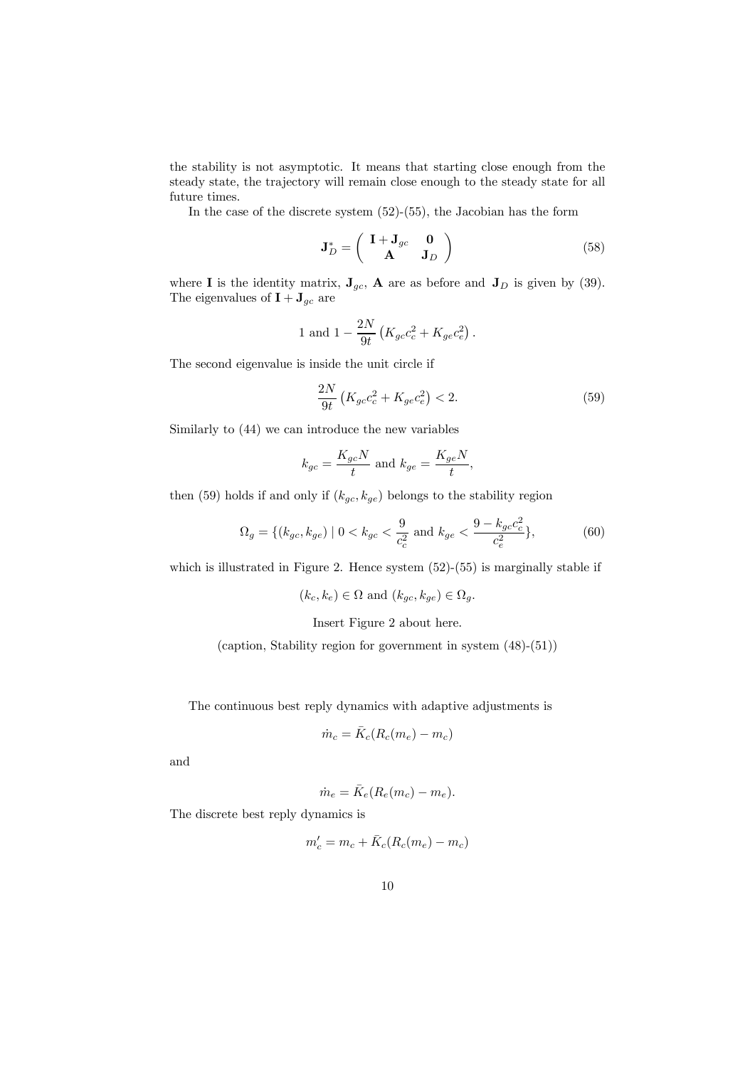the stability is not asymptotic. It means that starting close enough from the steady state, the trajectory will remain close enough to the steady state for all future times.

In the case of the discrete system (52)-(55), the Jacobian has the form

$$\mathbf{J}_D^* = \begin{pmatrix} \mathbf{I} + \mathbf{J}_{gc} & \mathbf{0} \\ \mathbf{A} & \mathbf{J}_D \end{pmatrix} \tag{58}$$

where $\mathbf{I}$ is the identity matrix, $\mathbf{J}_{gc}$, $\mathbf{A}$ are as before and $\mathbf{J}_D$ is given by (39). The eigenvalues of $\mathbf{I} + \mathbf{J}_{gc}$ are

$$1 \text{ and } 1 - \frac{2N}{9t}\left(K_{gc}c_c^2 + K_{ge}c_e^2\right).$$

The second eigenvalue is inside the unit circle if

$$\frac{2N}{9t}\left(K_{gc}c_c^2 + K_{ge}c_e^2\right) < 2. \tag{59}$$

Similarly to (44) we can introduce the new variables

$$k_{gc} = \frac{K_{gc}N}{t} \text{ and } k_{ge} = \frac{K_{ge}N}{t},$$

then (59) holds if and only if $(k_{gc}, k_{ge})$ belongs to the stability region

$$\Omega_g = \{(k_{gc}, k_{ge}) \mid 0 < k_{gc} < \frac{9}{c_c^2} \text{ and } k_{ge} < \frac{9 - k_{gc}c_c^2}{c_e^2}\}, \tag{60}$$

which is illustrated in Figure 2. Hence system (52)-(55) is marginally stable if

$$(k_c, k_e) \in \Omega \text{ and } (k_{gc}, k_{ge}) \in \Omega_g.$$

Insert Figure 2 about here.

(caption, Stability region for government in system (48)-(51))

The continuous best reply dynamics with adaptive adjustments is

$$\dot{m}_c = \bar{K}_c(R_c(m_e) - m_c)$$

and

$$\dot{m}_e = \bar{K}_e(R_e(m_c) - m_e).$$

The discrete best reply dynamics is

$$m_c' = m_c + \bar{K}_c(R_c(m_e) - m_c)$$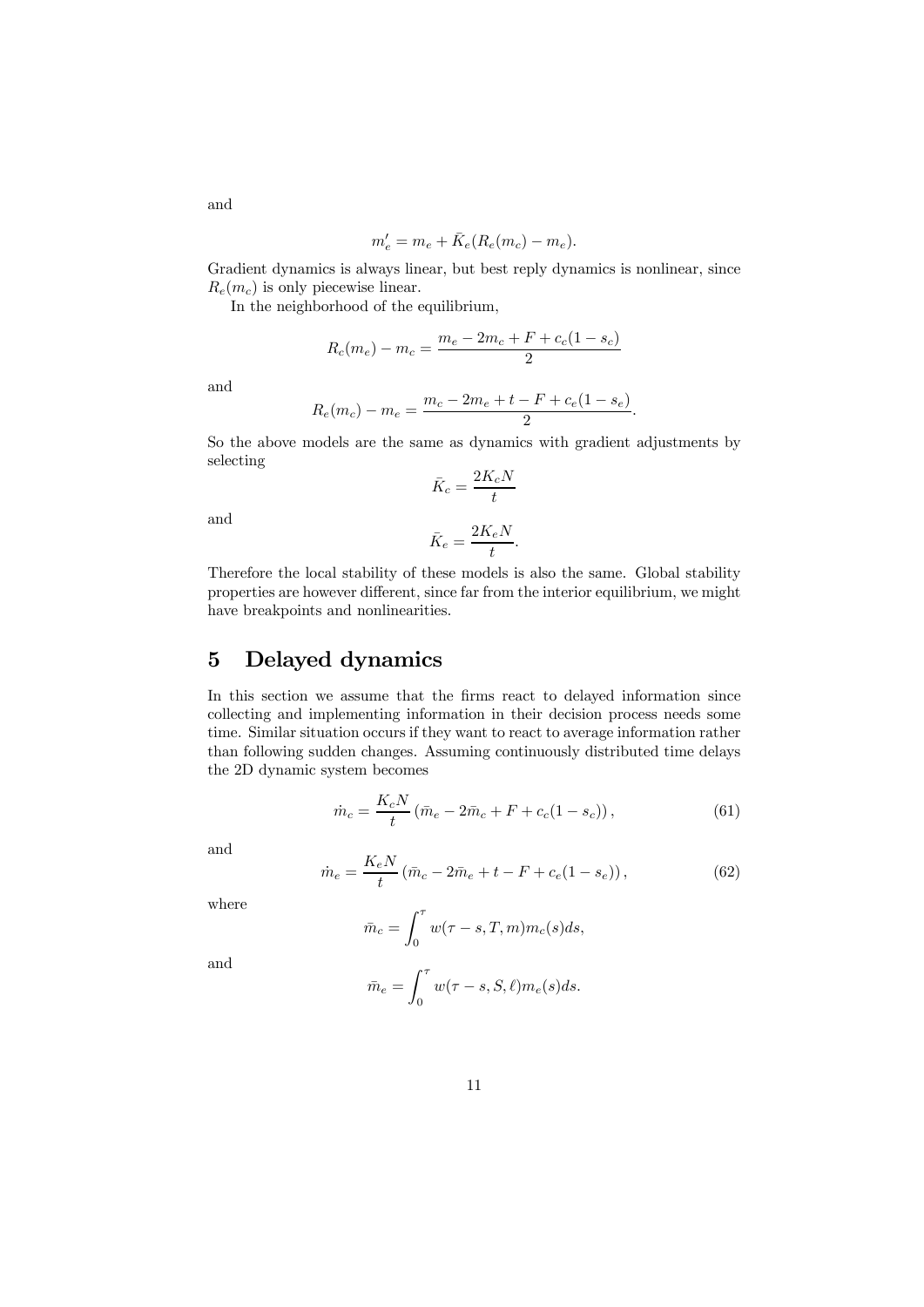and

$$m_e' = m_e + \bar{K}_e(R_e(m_c) - m_e).$$

Gradient dynamics is always linear, but best reply dynamics is nonlinear, since $R_e(m_c)$ is only piecewise linear.

In the neighborhood of the equilibrium,

$$R_c(m_e) - m_c = \frac{m_e - 2m_c + F + c_c(1 - s_c)}{2}$$

and

$$R_e(m_c) - m_e = \frac{m_c - 2m_e + t - F + c_e(1 - s_e)}{2}.$$

So the above models are the same as dynamics with gradient adjustments by selecting

$$\bar{K}_c = \frac{2K_cN}{t}$$

and

$$\bar{K}_e = \frac{2K_eN}{t}.$$

Therefore the local stability of these models is also the same. Global stability properties are however different, since far from the interior equilibrium, we might have breakpoints and nonlinearities.

# 5 Delayed dynamics

In this section we assume that the firms react to delayed information since collecting and implementing information in their decision process needs some time. Similar situation occurs if they want to react to average information rather than following sudden changes. Assuming continuously distributed time delays the 2D dynamic system becomes

$$\dot{m}_c = \frac{K_cN}{t}\left(\bar{m}_e - 2\bar{m}_c + F + c_c(1 - s_c)\right), \tag{61}$$

and

$$\dot{m}_e = \frac{K_eN}{t}\left(\bar{m}_c - 2\bar{m}_e + t - F + c_e(1 - s_e)\right), \tag{62}$$

where

$$\bar{m}_c = \int_0^\tau w(\tau - s, T, m)m_c(s)ds,$$

and

$$\bar{m}_e = \int_0^\tau w(\tau - s, S, \ell)m_e(s)ds.$$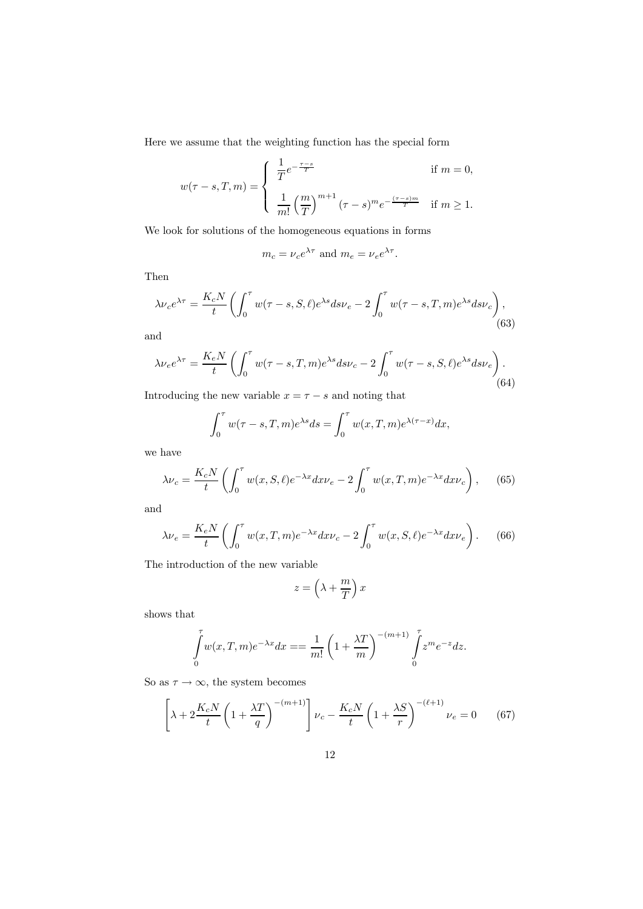Here we assume that the weighting function has the special form

$$
w(\tau - s, T, m) = \begin{cases} \dfrac{1}{T} e^{-\frac{\tau - s}{T}} & \text{if } m = 0, \\[2ex] \dfrac{1}{m!} \left(\dfrac{m}{T}\right)^{m+1} (\tau - s)^m e^{-\frac{(\tau - s)m}{T}} & \text{if } m \geq 1. \end{cases}
$$

We look for solutions of the homogeneous equations in forms

$$
m_c = \nu_c e^{\lambda \tau} \text{ and } m_e = \nu_e e^{\lambda \tau}.
$$

Then

$$
\lambda \nu_c e^{\lambda \tau} = \frac{K_c N}{t} \left( \int_0^\tau w(\tau - s, S, \ell) e^{\lambda s} ds \nu_e - 2 \int_0^\tau w(\tau - s, T, m) e^{\lambda s} ds \nu_c \right), \tag{63}
$$

and

$$
\lambda \nu_e e^{\lambda \tau} = \frac{K_e N}{t} \left( \int_0^\tau w(\tau - s, T, m) e^{\lambda s} ds \nu_c - 2 \int_0^\tau w(\tau - s, S, \ell) e^{\lambda s} ds \nu_e \right). \tag{64}
$$

Introducing the new variable $x = \tau - s$ and noting that

$$
\int_0^\tau w(\tau - s, T, m) e^{\lambda s} ds = \int_0^\tau w(x, T, m) e^{\lambda(\tau - x)} dx,
$$

we have

$$
\lambda \nu_c = \frac{K_c N}{t} \left( \int_0^\tau w(x, S, \ell) e^{-\lambda x} dx \nu_e - 2 \int_0^\tau w(x, T, m) e^{-\lambda x} dx \nu_c \right), \tag{65}
$$

and

$$
\lambda \nu_e = \frac{K_e N}{t} \left( \int_0^\tau w(x, T, m) e^{-\lambda x} dx \nu_c - 2 \int_0^\tau w(x, S, \ell) e^{-\lambda x} dx \nu_e \right). \tag{66}
$$

The introduction of the new variable

$$
z = \left( \lambda + \frac{m}{T} \right) x
$$

shows that

$$
\int_0^\tau w(x, T, m) e^{-\lambda x} dx == \frac{1}{m!} \left( 1 + \frac{\lambda T}{m} \right)^{-(m+1)} \int_0^\tau z^m e^{-z} dz.
$$

So as $\tau \to \infty$, the system becomes

$$
\left[ \lambda + 2 \frac{K_c N}{t} \left( 1 + \frac{\lambda T}{q} \right)^{-(m+1)} \right] \nu_c - \frac{K_c N}{t} \left( 1 + \frac{\lambda S}{r} \right)^{-(\ell+1)} \nu_e = 0 \tag{67}
$$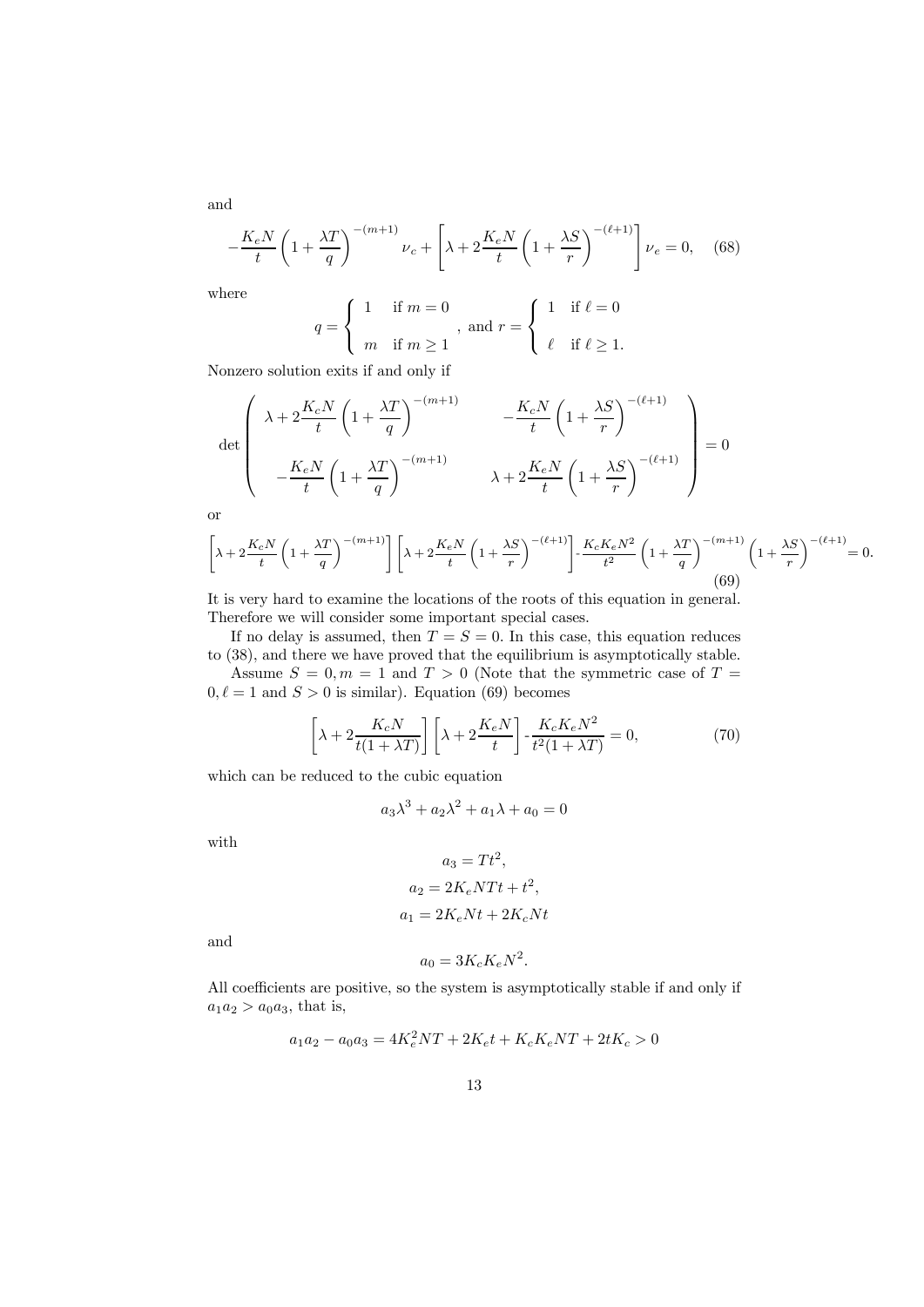and

$$
-\frac{K_e N}{t}\left(1+\frac{\lambda T}{q}\right)^{-(m+1)}\nu_c + \left[\lambda + 2\frac{K_e N}{t}\left(1+\frac{\lambda S}{r}\right)^{-(\ell+1)}\right]\nu_e = 0, \quad (68)
$$

where

$$
q = \begin{cases} 1 & \text{if } m = 0 \\ m & \text{if } m \geq 1 \end{cases}, \text{ and } r = \begin{cases} 1 & \text{if } \ell = 0 \\ \ell & \text{if } \ell \geq 1. \end{cases}
$$

Nonzero solution exits if and only if

$$
\det \begin{pmatrix} \lambda + 2\frac{K_c N}{t}\left(1+\frac{\lambda T}{q}\right)^{-(m+1)} & -\frac{K_c N}{t}\left(1+\frac{\lambda S}{r}\right)^{-(\ell+1)} \\ -\frac{K_e N}{t}\left(1+\frac{\lambda T}{q}\right)^{-(m+1)} & \lambda + 2\frac{K_e N}{t}\left(1+\frac{\lambda S}{r}\right)^{-(\ell+1)} \end{pmatrix} = 0
$$

or

$$
\left[\lambda + 2\frac{K_c N}{t}\left(1+\frac{\lambda T}{q}\right)^{-(m+1)}\right]\left[\lambda + 2\frac{K_e N}{t}\left(1+\frac{\lambda S}{r}\right)^{-(\ell+1)}\right] - \frac{K_c K_e N^2}{t^2}\left(1+\frac{\lambda T}{q}\right)^{-(m+1)}\left(1+\frac{\lambda S}{r}\right)^{-(\ell+1)} = 0. \quad (69)
$$

It is very hard to examine the locations of the roots of this equation in general. Therefore we will consider some important special cases.

If no delay is assumed, then $T = S = 0$. In this case, this equation reduces to (38), and there we have proved that the equilibrium is asymptotically stable.

Assume $S = 0, m = 1$ and $T > 0$ (Note that the symmetric case of $T = 0, \ell = 1$ and $S > 0$ is similar). Equation (69) becomes

$$
\left[\lambda + 2\frac{K_c N}{t(1+\lambda T)}\right]\left[\lambda + 2\frac{K_e N}{t}\right] - \frac{K_c K_e N^2}{t^2(1+\lambda T)} = 0, \quad (70)
$$

which can be reduced to the cubic equation

$$
a_3\lambda^3 + a_2\lambda^2 + a_1\lambda + a_0 = 0
$$

with

$$
a_3 = Tt^2,
$$

$$
a_2 = 2K_e NTt + t^2,
$$

$$
a_1 = 2K_e Nt + 2K_c Nt
$$

and

$$
a_0 = 3K_c K_e N^2.
$$

All coefficients are positive, so the system is asymptotically stable if and only if $a_1 a_2 > a_0 a_3$, that is,

$$
a_1 a_2 - a_0 a_3 = 4K_e^2 NT + 2K_e t + K_c K_e NT + 2tK_c > 0
$$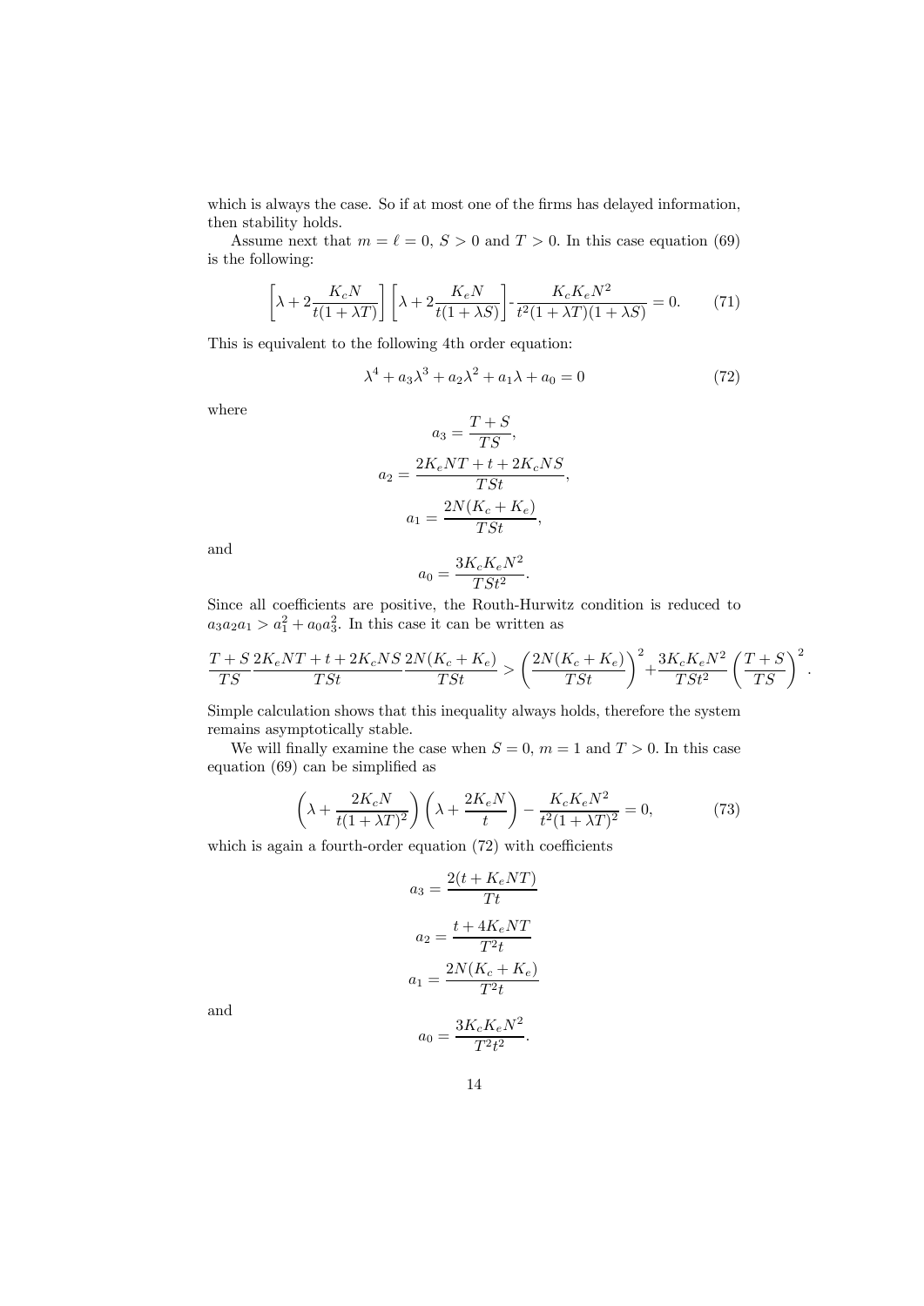which is always the case. So if at most one of the firms has delayed information, then stability holds.

Assume next that $m = \ell = 0$, $S > 0$ and $T > 0$. In this case equation (69) is the following:

$$\left[\lambda + 2\frac{K_c N}{t(1+\lambda T)}\right]\left[\lambda + 2\frac{K_e N}{t(1+\lambda S)}\right] - \frac{K_c K_e N^2}{t^2(1+\lambda T)(1+\lambda S)} = 0. \tag{71}$$

This is equivalent to the following 4th order equation:

$$\lambda^4 + a_3\lambda^3 + a_2\lambda^2 + a_1\lambda + a_0 = 0 \tag{72}$$

where

$$a_3 = \frac{T+S}{TS},$$

$$a_2 = \frac{2K_e NT + t + 2K_c NS}{TSt},$$

$$a_1 = \frac{2N(K_c + K_e)}{TSt},$$

and

$$a_0 = \frac{3K_c K_e N^2}{TSt^2}.$$

Since all coefficients are positive, the Routh-Hurwitz condition is reduced to $a_3 a_2 a_1 > a_1^2 + a_0 a_3^2$. In this case it can be written as

$$\frac{T+S}{TS}\frac{2K_e NT + t + 2K_c NS}{TSt}\frac{2N(K_c+K_e)}{TSt} > \left(\frac{2N(K_c+K_e)}{TSt}\right)^2 + \frac{3K_c K_e N^2}{TSt^2}\left(\frac{T+S}{TS}\right)^2.$$

Simple calculation shows that this inequality always holds, therefore the system remains asymptotically stable.

We will finally examine the case when $S = 0$, $m = 1$ and $T > 0$. In this case equation (69) can be simplified as

$$\left(\lambda + \frac{2K_c N}{t(1+\lambda T)^2}\right)\left(\lambda + \frac{2K_e N}{t}\right) - \frac{K_c K_e N^2}{t^2(1+\lambda T)^2} = 0, \tag{73}$$

which is again a fourth-order equation (72) with coefficients

$$a_3 = \frac{2(t + K_e NT)}{Tt}$$

$$a_2 = \frac{t + 4K_e NT}{T^2 t}$$

$$a_1 = \frac{2N(K_c + K_e)}{T^2 t}$$

and

$$a_0 = \frac{3K_c K_e N^2}{T^2 t^2}.$$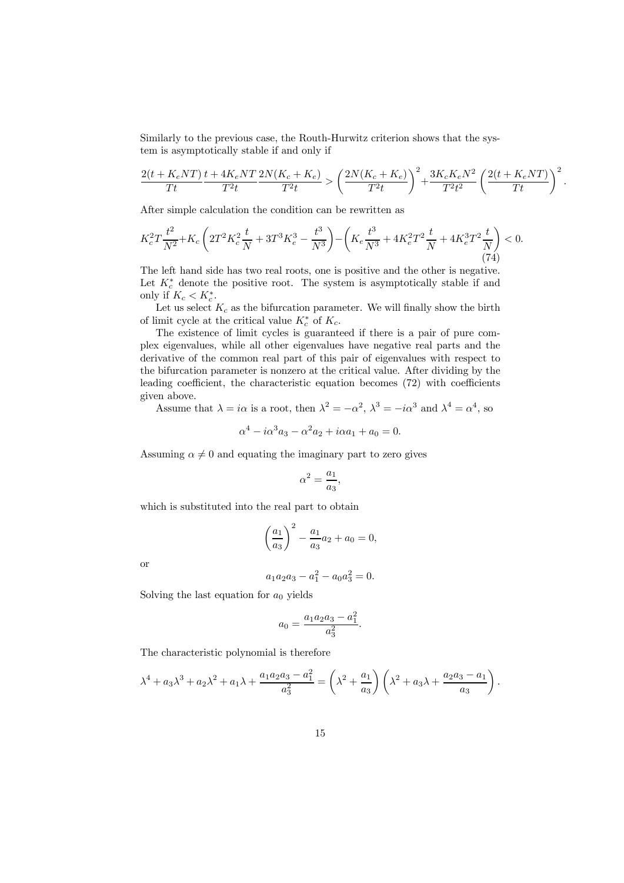Similarly to the previous case, the Routh-Hurwitz criterion shows that the system is asymptotically stable if and only if

$$\frac{2(t+K_eNT)}{Tt}\frac{t+4K_eNT}{T^2t}\frac{2N(K_c+K_e)}{T^2t} > \left(\frac{2N(K_c+K_e)}{T^2t}\right)^2 + \frac{3K_cK_eN^2}{T^2t^2}\left(\frac{2(t+K_eNT)}{Tt}\right)^2.$$

After simple calculation the condition can be rewritten as

$$K_c^2T\frac{t^2}{N^2}+K_c\left(2T^2K_e^2\frac{t}{N}+3T^3K_e^3-\frac{t^3}{N^3}\right)-\left(K_e\frac{t^3}{N^3}+4K_e^2T^2\frac{t}{N}+4K_e^3T^2\frac{t}{N}\right)<0. \tag{74}$$

The left hand side has two real roots, one is positive and the other is negative. Let $K_c^*$ denote the positive root. The system is asymptotically stable if and only if $K_c < K_c^*$.

Let us select $K_c$ as the bifurcation parameter. We will finally show the birth of limit cycle at the critical value $K_c^*$ of $K_c$.

The existence of limit cycles is guaranteed if there is a pair of pure complex eigenvalues, while all other eigenvalues have negative real parts and the derivative of the common real part of this pair of eigenvalues with respect to the bifurcation parameter is nonzero at the critical value. After dividing by the leading coefficient, the characteristic equation becomes (72) with coefficients given above.

Assume that $\lambda = i\alpha$ is a root, then $\lambda^2 = -\alpha^2$, $\lambda^3 = -i\alpha^3$ and $\lambda^4 = \alpha^4$, so

$$\alpha^4 - i\alpha^3 a_3 - \alpha^2 a_2 + i\alpha a_1 + a_0 = 0.$$

Assuming $\alpha \neq 0$ and equating the imaginary part to zero gives

$$\alpha^2 = \frac{a_1}{a_3},$$

which is substituted into the real part to obtain

$$\left(\frac{a_1}{a_3}\right)^2 - \frac{a_1}{a_3}a_2 + a_0 = 0,$$

or

$$a_1a_2a_3 - a_1^2 - a_0a_3^2 = 0.$$

Solving the last equation for $a_0$ yields

$$a_0 = \frac{a_1a_2a_3 - a_1^2}{a_3^2}.$$

The characteristic polynomial is therefore

$$\lambda^4 + a_3\lambda^3 + a_2\lambda^2 + a_1\lambda + \frac{a_1a_2a_3 - a_1^2}{a_3^2} = \left(\lambda^2 + \frac{a_1}{a_3}\right)\left(\lambda^2 + a_3\lambda + \frac{a_2a_3 - a_1}{a_3}\right).$$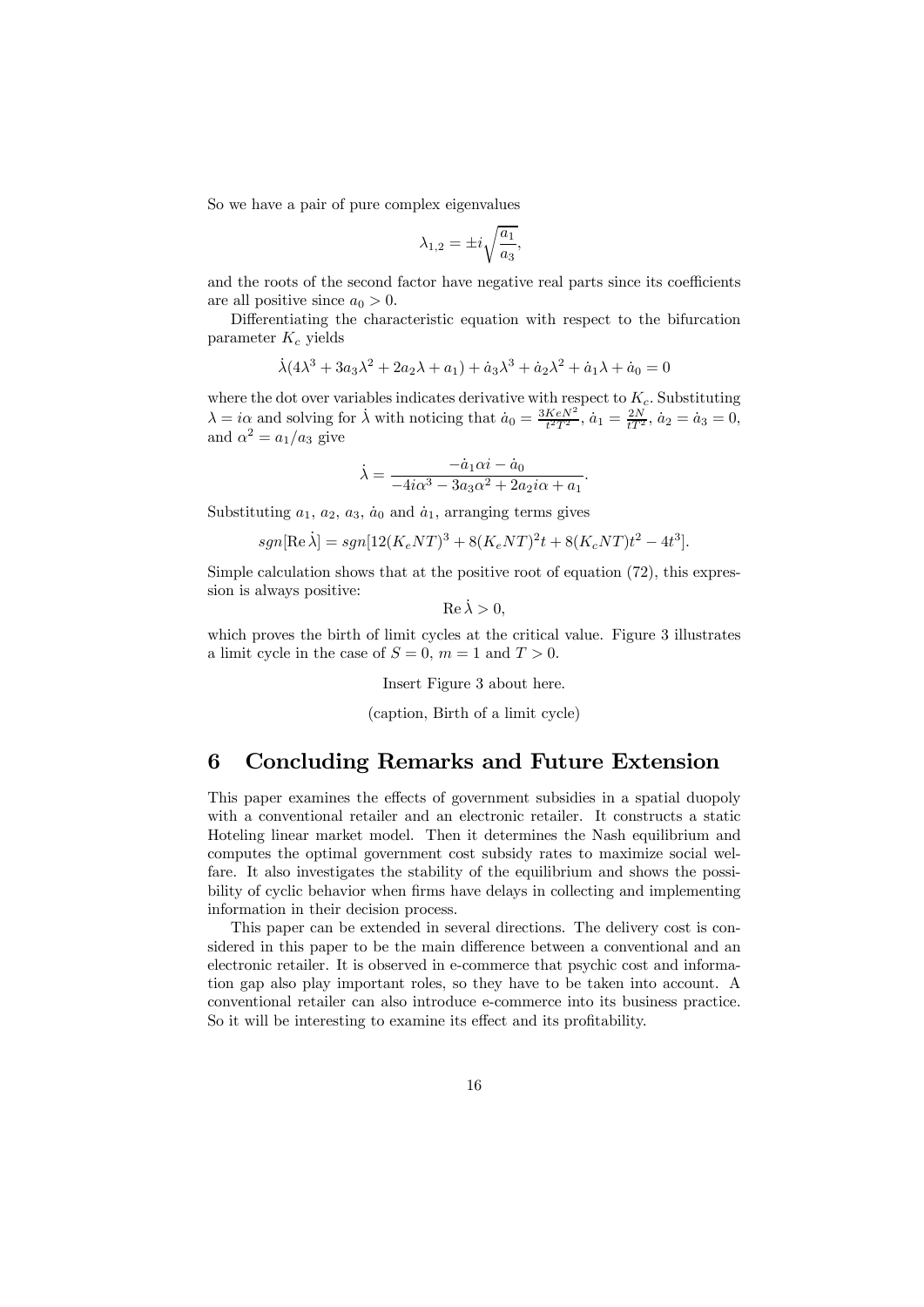So we have a pair of pure complex eigenvalues

$$\lambda_{1,2} = \pm i\sqrt{\frac{a_1}{a_3}},$$

and the roots of the second factor have negative real parts since its coefficients are all positive since $a_0 > 0$.

Differentiating the characteristic equation with respect to the bifurcation parameter $K_c$ yields

$$\dot{\lambda}(4\lambda^3 + 3a_3\lambda^2 + 2a_2\lambda + a_1) + \dot{a}_3\lambda^3 + \dot{a}_2\lambda^2 + \dot{a}_1\lambda + \dot{a}_0 = 0$$

where the dot over variables indicates derivative with respect to $K_c$. Substituting $\lambda = i\alpha$ and solving for $\dot{\lambda}$ with noticing that $\dot{a}_0 = \frac{3KeN^2}{t^2T^2}$, $\dot{a}_1 = \frac{2N}{tT^2}$, $\dot{a}_2 = \dot{a}_3 = 0$, and $\alpha^2 = a_1/a_3$ give

$$\dot{\lambda} = \frac{-\dot{a}_1\alpha i - \dot{a}_0}{-4i\alpha^3 - 3a_3\alpha^2 + 2a_2 i\alpha + a_1}.$$

Substituting $a_1$, $a_2$, $a_3$, $\dot{a}_0$ and $\dot{a}_1$, arranging terms gives

$$sgn[\mathrm{Re}\,\dot{\lambda}] = sgn[12(K_eNT)^3 + 8(K_eNT)^2t + 8(K_cNT)t^2 - 4t^3].$$

Simple calculation shows that at the positive root of equation (72), this expression is always positive:

$$\mathrm{Re}\,\dot{\lambda} > 0,$$

which proves the birth of limit cycles at the critical value. Figure 3 illustrates a limit cycle in the case of $S = 0$, $m = 1$ and $T > 0$.

Insert Figure 3 about here.

(caption, Birth of a limit cycle)

# 6 Concluding Remarks and Future Extension

This paper examines the effects of government subsidies in a spatial duopoly with a conventional retailer and an electronic retailer. It constructs a static Hoteling linear market model. Then it determines the Nash equilibrium and computes the optimal government cost subsidy rates to maximize social welfare. It also investigates the stability of the equilibrium and shows the possibility of cyclic behavior when firms have delays in collecting and implementing information in their decision process.

This paper can be extended in several directions. The delivery cost is considered in this paper to be the main difference between a conventional and an electronic retailer. It is observed in e-commerce that psychic cost and information gap also play important roles, so they have to be taken into account. A conventional retailer can also introduce e-commerce into its business practice. So it will be interesting to examine its effect and its profitability.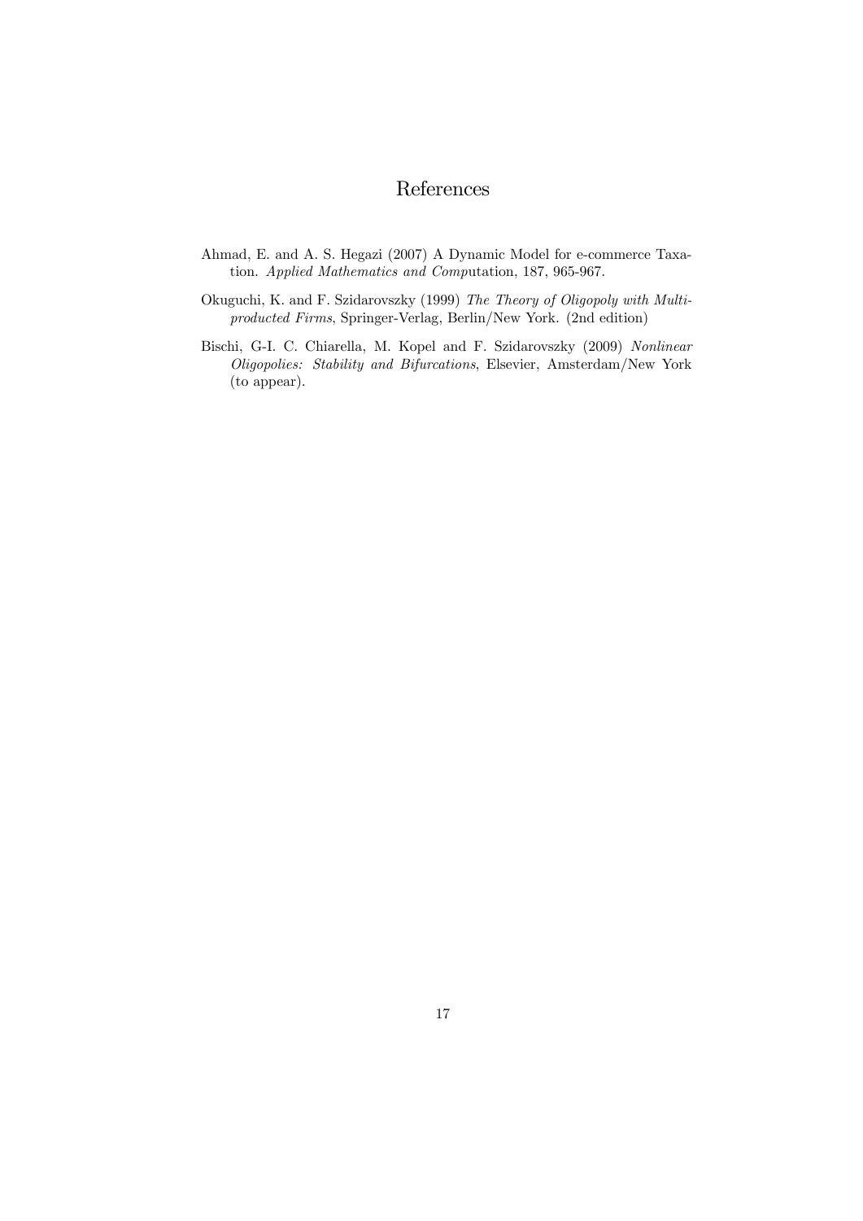# References

Ahmad, E. and A. S. Hegazi (2007) A Dynamic Model for e-commerce Taxation. *Applied Mathematics and Comp*utation, 187, 965-967.

Okuguchi, K. and F. Szidarovszky (1999) *The Theory of Oligopoly with Multi-producted Firms*, Springer-Verlag, Berlin/New York. (2nd edition)

Bischi, G-I. C. Chiarella, M. Kopel and F. Szidarovszky (2009) *Nonlinear Oligopolies: Stability and Bifurcations*, Elsevier, Amsterdam/New York (to appear).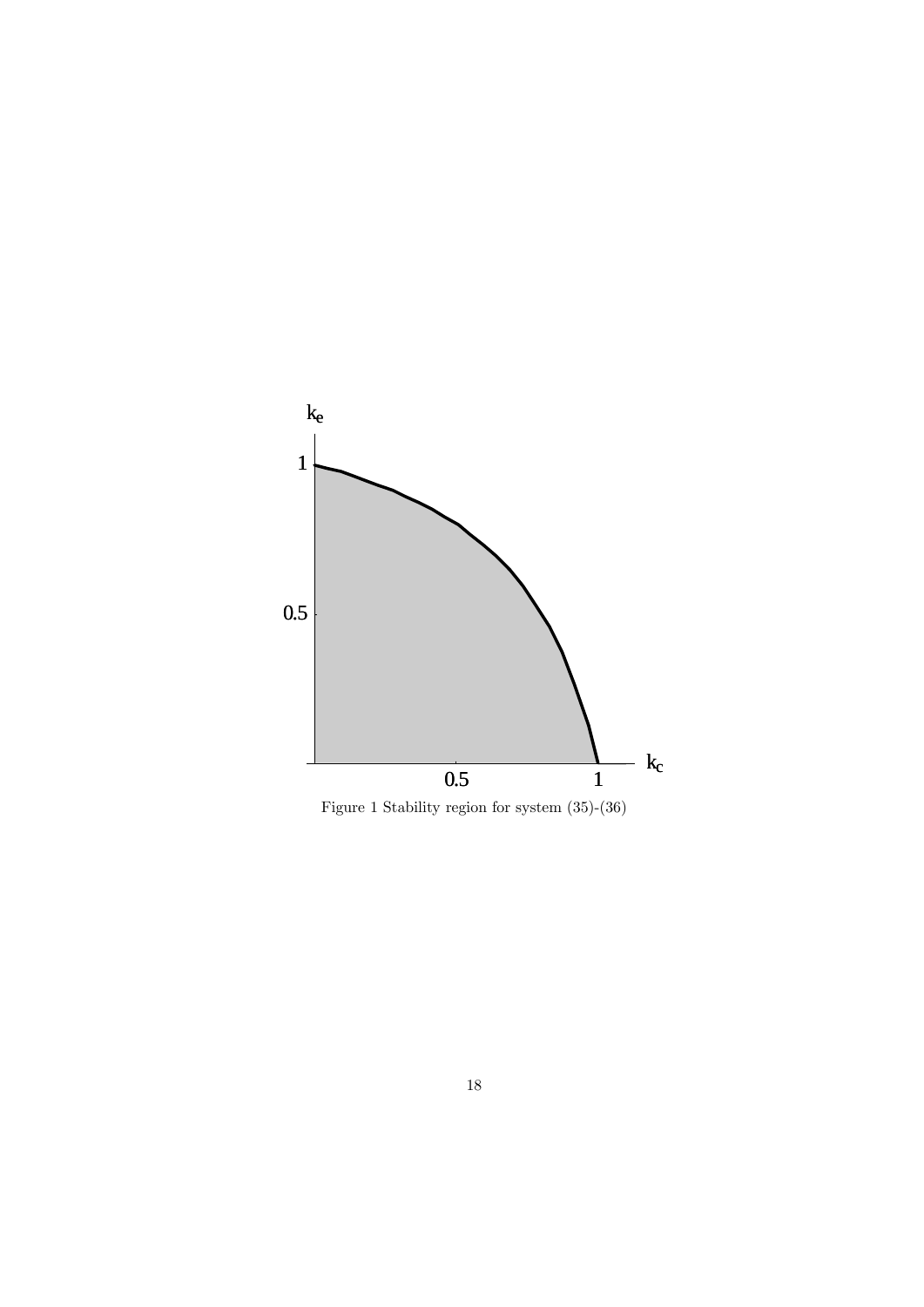Figure 1 Stability region for system (35)-(36)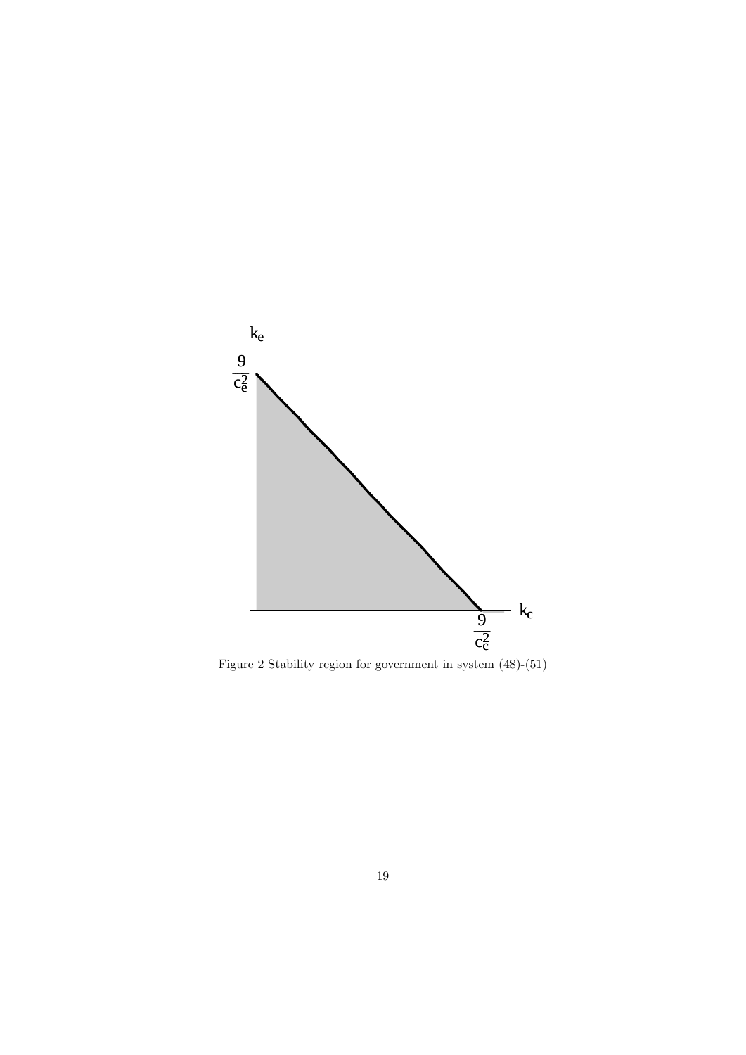Figure 2 Stability region for government in system (48)-(51)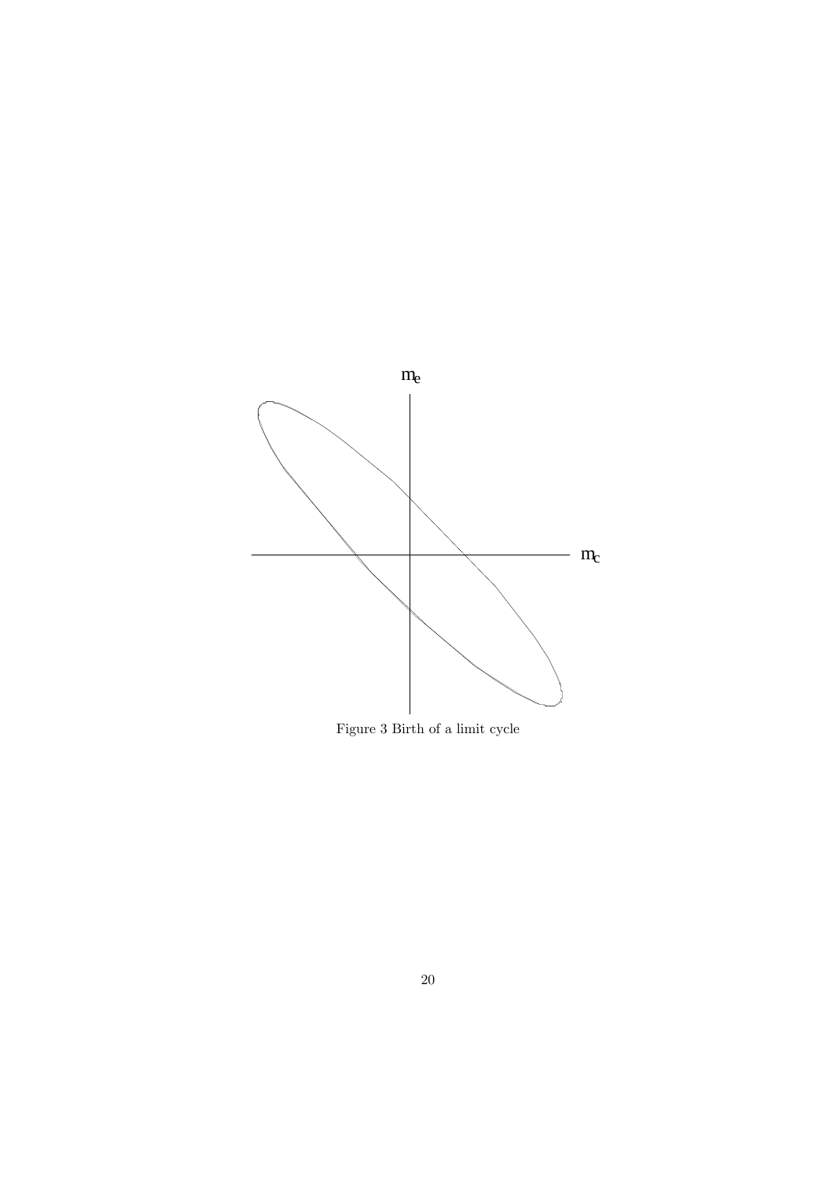$m_e$

$m_c$

Figure 3 Birth of a limit cycle